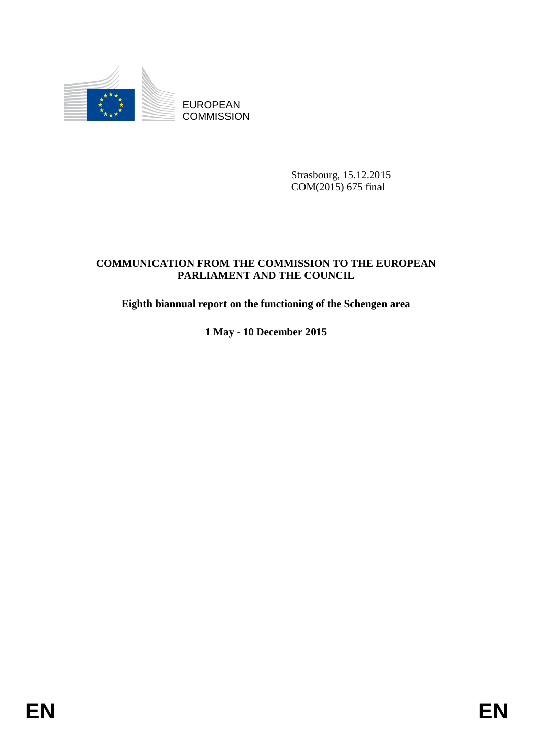EUROPEAN
COMMISSION

Strasbourg, 15.12.2015
COM(2015) 675 final

**COMMUNICATION FROM THE COMMISSION TO THE EUROPEAN PARLIAMENT AND THE COUNCIL**

**Eighth biannual report on the functioning of the Schengen area**

**1 May - 10 December 2015**

EN EN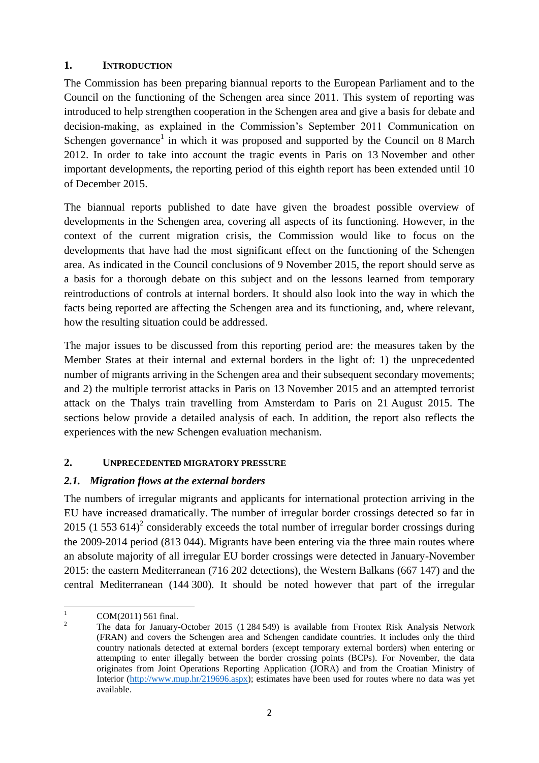## 1. INTRODUCTION

The Commission has been preparing biannual reports to the European Parliament and to the Council on the functioning of the Schengen area since 2011. This system of reporting was introduced to help strengthen cooperation in the Schengen area and give a basis for debate and decision-making, as explained in the Commission's September 2011 Communication on Schengen governance[1] in which it was proposed and supported by the Council on 8 March 2012. In order to take into account the tragic events in Paris on 13 November and other important developments, the reporting period of this eighth report has been extended until 10 of December 2015.

The biannual reports published to date have given the broadest possible overview of developments in the Schengen area, covering all aspects of its functioning. However, in the context of the current migration crisis, the Commission would like to focus on the developments that have had the most significant effect on the functioning of the Schengen area. As indicated in the Council conclusions of 9 November 2015, the report should serve as a basis for a thorough debate on this subject and on the lessons learned from temporary reintroductions of controls at internal borders. It should also look into the way in which the facts being reported are affecting the Schengen area and its functioning, and, where relevant, how the resulting situation could be addressed.

The major issues to be discussed from this reporting period are: the measures taken by the Member States at their internal and external borders in the light of: 1) the unprecedented number of migrants arriving in the Schengen area and their subsequent secondary movements; and 2) the multiple terrorist attacks in Paris on 13 November 2015 and an attempted terrorist attack on the Thalys train travelling from Amsterdam to Paris on 21 August 2015. The sections below provide a detailed analysis of each. In addition, the report also reflects the experiences with the new Schengen evaluation mechanism.

## 2. UNPRECEDENTED MIGRATORY PRESSURE

### *2.1. Migration flows at the external borders*

The numbers of irregular migrants and applicants for international protection arriving in the EU have increased dramatically. The number of irregular border crossings detected so far in 2015 (1 553 614)[2] considerably exceeds the total number of irregular border crossings during the 2009-2014 period (813 044). Migrants have been entering via the three main routes where an absolute majority of all irregular EU border crossings were detected in January-November 2015: the eastern Mediterranean (716 202 detections), the Western Balkans (667 147) and the central Mediterranean (144 300). It should be noted however that part of the irregular

---

[1] COM(2011) 561 final.

[2] The data for January-October 2015 (1 284 549) is available from Frontex Risk Analysis Network (FRAN) and covers the Schengen area and Schengen candidate countries. It includes only the third country nationals detected at external borders (except temporary external borders) when entering or attempting to enter illegally between the border crossing points (BCPs). For November, the data originates from Joint Operations Reporting Application (JORA) and from the Croatian Ministry of Interior (http://www.mup.hr/219696.aspx); estimates have been used for routes where no data was yet available.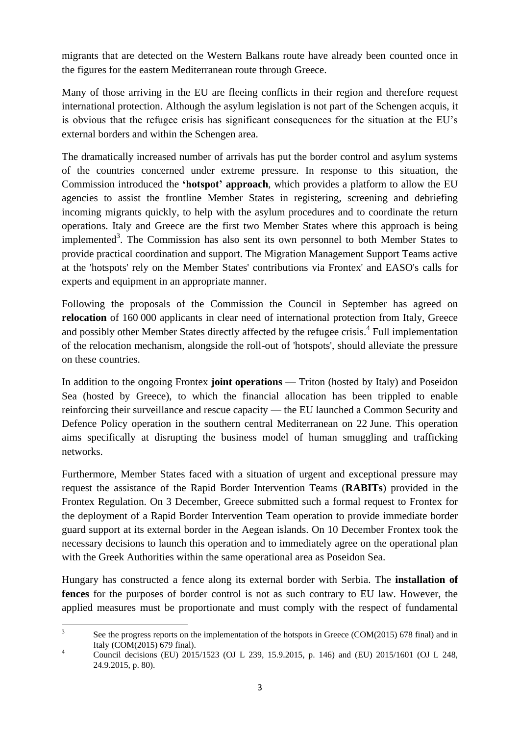migrants that are detected on the Western Balkans route have already been counted once in the figures for the eastern Mediterranean route through Greece.

Many of those arriving in the EU are fleeing conflicts in their region and therefore request international protection. Although the asylum legislation is not part of the Schengen acquis, it is obvious that the refugee crisis has significant consequences for the situation at the EU's external borders and within the Schengen area.

The dramatically increased number of arrivals has put the border control and asylum systems of the countries concerned under extreme pressure. In response to this situation, the Commission introduced the **'hotspot' approach**, which provides a platform to allow the EU agencies to assist the frontline Member States in registering, screening and debriefing incoming migrants quickly, to help with the asylum procedures and to coordinate the return operations. Italy and Greece are the first two Member States where this approach is being implemented[3]. The Commission has also sent its own personnel to both Member States to provide practical coordination and support. The Migration Management Support Teams active at the 'hotspots' rely on the Member States' contributions via Frontex' and EASO's calls for experts and equipment in an appropriate manner.

Following the proposals of the Commission the Council in September has agreed on **relocation** of 160 000 applicants in clear need of international protection from Italy, Greece and possibly other Member States directly affected by the refugee crisis.[4] Full implementation of the relocation mechanism, alongside the roll-out of 'hotspots', should alleviate the pressure on these countries.

In addition to the ongoing Frontex **joint operations** — Triton (hosted by Italy) and Poseidon Sea (hosted by Greece), to which the financial allocation has been trippled to enable reinforcing their surveillance and rescue capacity — the EU launched a Common Security and Defence Policy operation in the southern central Mediterranean on 22 June. This operation aims specifically at disrupting the business model of human smuggling and trafficking networks.

Furthermore, Member States faced with a situation of urgent and exceptional pressure may request the assistance of the Rapid Border Intervention Teams (**RABITs**) provided in the Frontex Regulation. On 3 December, Greece submitted such a formal request to Frontex for the deployment of a Rapid Border Intervention Team operation to provide immediate border guard support at its external border in the Aegean islands. On 10 December Frontex took the necessary decisions to launch this operation and to immediately agree on the operational plan with the Greek Authorities within the same operational area as Poseidon Sea.

Hungary has constructed a fence along its external border with Serbia. The **installation of fences** for the purposes of border control is not as such contrary to EU law. However, the applied measures must be proportionate and must comply with the respect of fundamental

---

[3] See the progress reports on the implementation of the hotspots in Greece (COM(2015) 678 final) and in Italy (COM(2015) 679 final).

[4] Council decisions (EU) 2015/1523 (OJ L 239, 15.9.2015, p. 146) and (EU) 2015/1601 (OJ L 248, 24.9.2015, p. 80).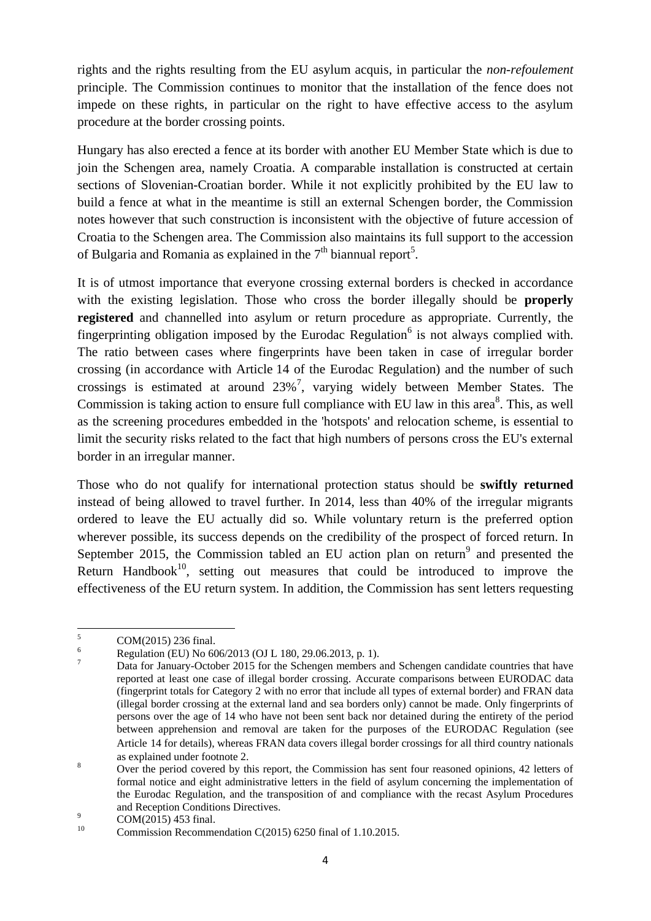rights and the rights resulting from the EU asylum acquis, in particular the *non-refoulement* principle. The Commission continues to monitor that the installation of the fence does not impede on these rights, in particular on the right to have effective access to the asylum procedure at the border crossing points.

Hungary has also erected a fence at its border with another EU Member State which is due to join the Schengen area, namely Croatia. A comparable installation is constructed at certain sections of Slovenian-Croatian border. While it not explicitly prohibited by the EU law to build a fence at what in the meantime is still an external Schengen border, the Commission notes however that such construction is inconsistent with the objective of future accession of Croatia to the Schengen area. The Commission also maintains its full support to the accession of Bulgaria and Romania as explained in the 7th biannual report[5].

It is of utmost importance that everyone crossing external borders is checked in accordance with the existing legislation. Those who cross the border illegally should be **properly registered** and channelled into asylum or return procedure as appropriate. Currently, the fingerprinting obligation imposed by the Eurodac Regulation[6] is not always complied with. The ratio between cases where fingerprints have been taken in case of irregular border crossing (in accordance with Article 14 of the Eurodac Regulation) and the number of such crossings is estimated at around 23%[7], varying widely between Member States. The Commission is taking action to ensure full compliance with EU law in this area[8]. This, as well as the screening procedures embedded in the 'hotspots' and relocation scheme, is essential to limit the security risks related to the fact that high numbers of persons cross the EU's external border in an irregular manner.

Those who do not qualify for international protection status should be **swiftly returned** instead of being allowed to travel further. In 2014, less than 40% of the irregular migrants ordered to leave the EU actually did so. While voluntary return is the preferred option wherever possible, its success depends on the credibility of the prospect of forced return. In September 2015, the Commission tabled an EU action plan on return[9] and presented the Return Handbook[10], setting out measures that could be introduced to improve the effectiveness of the EU return system. In addition, the Commission has sent letters requesting

---

[5] COM(2015) 236 final.

[6] Regulation (EU) No 606/2013 (OJ L 180, 29.06.2013, p. 1).

[7] Data for January-October 2015 for the Schengen members and Schengen candidate countries that have reported at least one case of illegal border crossing. Accurate comparisons between EURODAC data (fingerprint totals for Category 2 with no error that include all types of external border) and FRAN data (illegal border crossing at the external land and sea borders only) cannot be made. Only fingerprints of persons over the age of 14 who have not been sent back nor detained during the entirety of the period between apprehension and removal are taken for the purposes of the EURODAC Regulation (see Article 14 for details), whereas FRAN data covers illegal border crossings for all third country nationals as explained under footnote 2.

[8] Over the period covered by this report, the Commission has sent four reasoned opinions, 42 letters of formal notice and eight administrative letters in the field of asylum concerning the implementation of the Eurodac Regulation, and the transposition of and compliance with the recast Asylum Procedures and Reception Conditions Directives.

[9] COM(2015) 453 final.

[10] Commission Recommendation C(2015) 6250 final of 1.10.2015.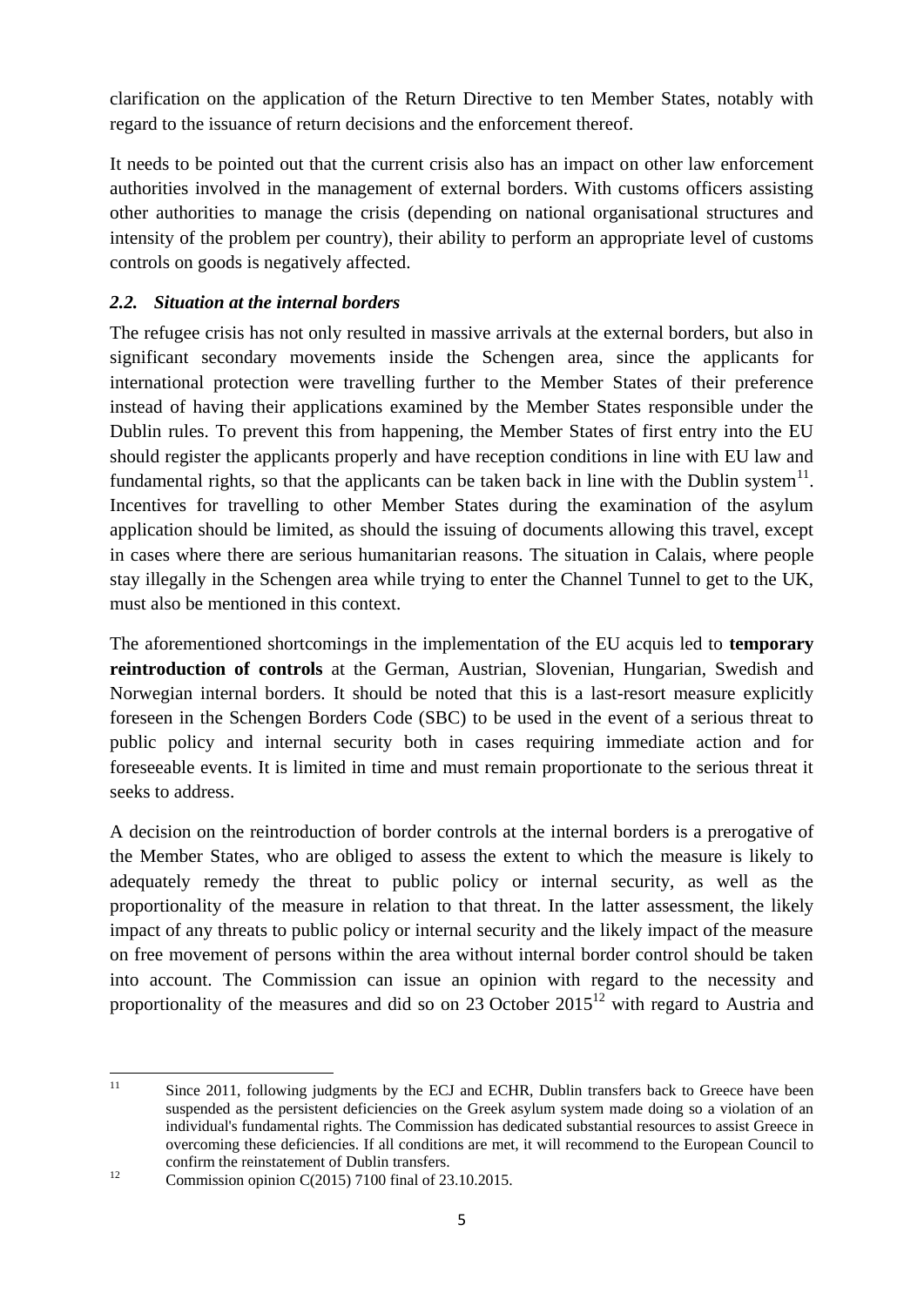clarification on the application of the Return Directive to ten Member States, notably with regard to the issuance of return decisions and the enforcement thereof.

It needs to be pointed out that the current crisis also has an impact on other law enforcement authorities involved in the management of external borders. With customs officers assisting other authorities to manage the crisis (depending on national organisational structures and intensity of the problem per country), their ability to perform an appropriate level of customs controls on goods is negatively affected.

### *2.2. Situation at the internal borders*

The refugee crisis has not only resulted in massive arrivals at the external borders, but also in significant secondary movements inside the Schengen area, since the applicants for international protection were travelling further to the Member States of their preference instead of having their applications examined by the Member States responsible under the Dublin rules. To prevent this from happening, the Member States of first entry into the EU should register the applicants properly and have reception conditions in line with EU law and fundamental rights, so that the applicants can be taken back in line with the Dublin system[11]. Incentives for travelling to other Member States during the examination of the asylum application should be limited, as should the issuing of documents allowing this travel, except in cases where there are serious humanitarian reasons. The situation in Calais, where people stay illegally in the Schengen area while trying to enter the Channel Tunnel to get to the UK, must also be mentioned in this context.

The aforementioned shortcomings in the implementation of the EU acquis led to **temporary reintroduction of controls** at the German, Austrian, Slovenian, Hungarian, Swedish and Norwegian internal borders. It should be noted that this is a last-resort measure explicitly foreseen in the Schengen Borders Code (SBC) to be used in the event of a serious threat to public policy and internal security both in cases requiring immediate action and for foreseeable events. It is limited in time and must remain proportionate to the serious threat it seeks to address.

A decision on the reintroduction of border controls at the internal borders is a prerogative of the Member States, who are obliged to assess the extent to which the measure is likely to adequately remedy the threat to public policy or internal security, as well as the proportionality of the measure in relation to that threat. In the latter assessment, the likely impact of any threats to public policy or internal security and the likely impact of the measure on free movement of persons within the area without internal border control should be taken into account. The Commission can issue an opinion with regard to the necessity and proportionality of the measures and did so on 23 October 2015[12] with regard to Austria and

---

[11] Since 2011, following judgments by the ECJ and ECHR, Dublin transfers back to Greece have been suspended as the persistent deficiencies on the Greek asylum system made doing so a violation of an individual's fundamental rights. The Commission has dedicated substantial resources to assist Greece in overcoming these deficiencies. If all conditions are met, it will recommend to the European Council to confirm the reinstatement of Dublin transfers.

[12] Commission opinion C(2015) 7100 final of 23.10.2015.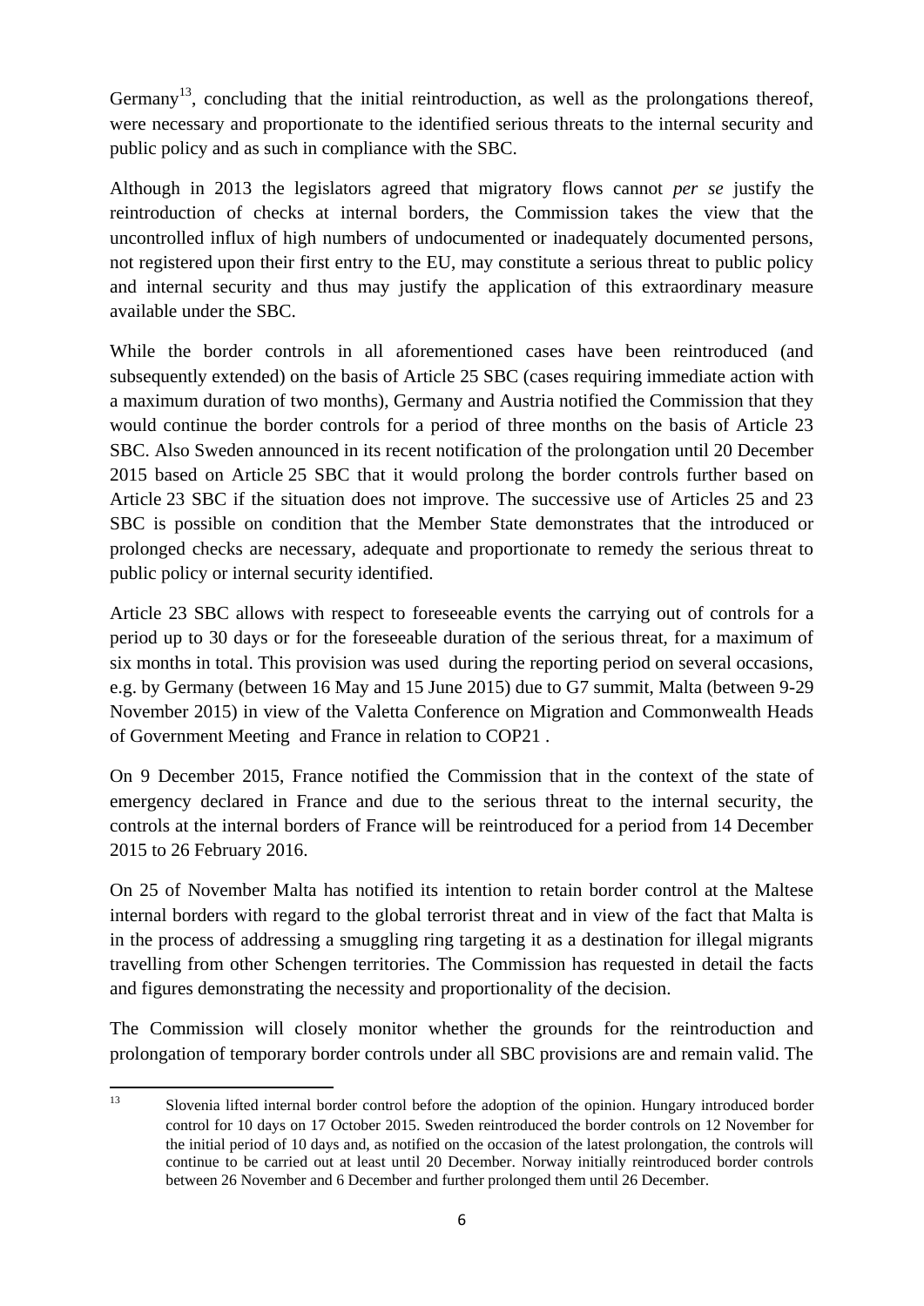Germany[13], concluding that the initial reintroduction, as well as the prolongations thereof, were necessary and proportionate to the identified serious threats to the internal security and public policy and as such in compliance with the SBC.

Although in 2013 the legislators agreed that migratory flows cannot *per se* justify the reintroduction of checks at internal borders, the Commission takes the view that the uncontrolled influx of high numbers of undocumented or inadequately documented persons, not registered upon their first entry to the EU, may constitute a serious threat to public policy and internal security and thus may justify the application of this extraordinary measure available under the SBC.

While the border controls in all aforementioned cases have been reintroduced (and subsequently extended) on the basis of Article 25 SBC (cases requiring immediate action with a maximum duration of two months), Germany and Austria notified the Commission that they would continue the border controls for a period of three months on the basis of Article 23 SBC. Also Sweden announced in its recent notification of the prolongation until 20 December 2015 based on Article 25 SBC that it would prolong the border controls further based on Article 23 SBC if the situation does not improve. The successive use of Articles 25 and 23 SBC is possible on condition that the Member State demonstrates that the introduced or prolonged checks are necessary, adequate and proportionate to remedy the serious threat to public policy or internal security identified.

Article 23 SBC allows with respect to foreseeable events the carrying out of controls for a period up to 30 days or for the foreseeable duration of the serious threat, for a maximum of six months in total. This provision was used during the reporting period on several occasions, e.g. by Germany (between 16 May and 15 June 2015) due to G7 summit, Malta (between 9-29 November 2015) in view of the Valetta Conference on Migration and Commonwealth Heads of Government Meeting and France in relation to COP21 .

On 9 December 2015, France notified the Commission that in the context of the state of emergency declared in France and due to the serious threat to the internal security, the controls at the internal borders of France will be reintroduced for a period from 14 December 2015 to 26 February 2016.

On 25 of November Malta has notified its intention to retain border control at the Maltese internal borders with regard to the global terrorist threat and in view of the fact that Malta is in the process of addressing a smuggling ring targeting it as a destination for illegal migrants travelling from other Schengen territories. The Commission has requested in detail the facts and figures demonstrating the necessity and proportionality of the decision.

The Commission will closely monitor whether the grounds for the reintroduction and prolongation of temporary border controls under all SBC provisions are and remain valid. The

---

[13] Slovenia lifted internal border control before the adoption of the opinion. Hungary introduced border control for 10 days on 17 October 2015. Sweden reintroduced the border controls on 12 November for the initial period of 10 days and, as notified on the occasion of the latest prolongation, the controls will continue to be carried out at least until 20 December. Norway initially reintroduced border controls between 26 November and 6 December and further prolonged them until 26 December.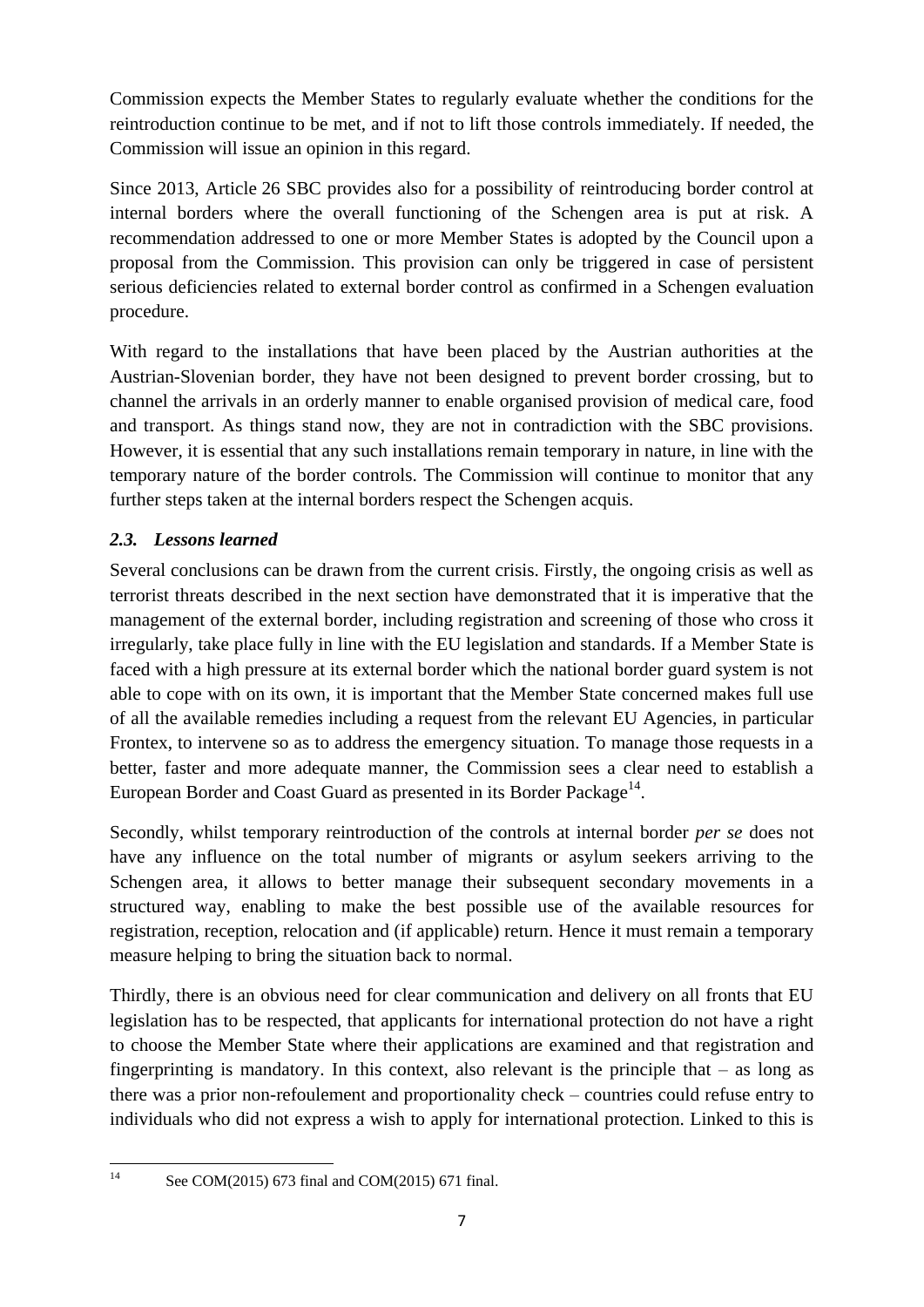Commission expects the Member States to regularly evaluate whether the conditions for the reintroduction continue to be met, and if not to lift those controls immediately. If needed, the Commission will issue an opinion in this regard.

Since 2013, Article 26 SBC provides also for a possibility of reintroducing border control at internal borders where the overall functioning of the Schengen area is put at risk. A recommendation addressed to one or more Member States is adopted by the Council upon a proposal from the Commission. This provision can only be triggered in case of persistent serious deficiencies related to external border control as confirmed in a Schengen evaluation procedure.

With regard to the installations that have been placed by the Austrian authorities at the Austrian-Slovenian border, they have not been designed to prevent border crossing, but to channel the arrivals in an orderly manner to enable organised provision of medical care, food and transport. As things stand now, they are not in contradiction with the SBC provisions. However, it is essential that any such installations remain temporary in nature, in line with the temporary nature of the border controls. The Commission will continue to monitor that any further steps taken at the internal borders respect the Schengen acquis.

### *2.3. Lessons learned*

Several conclusions can be drawn from the current crisis. Firstly, the ongoing crisis as well as terrorist threats described in the next section have demonstrated that it is imperative that the management of the external border, including registration and screening of those who cross it irregularly, take place fully in line with the EU legislation and standards. If a Member State is faced with a high pressure at its external border which the national border guard system is not able to cope with on its own, it is important that the Member State concerned makes full use of all the available remedies including a request from the relevant EU Agencies, in particular Frontex, to intervene so as to address the emergency situation. To manage those requests in a better, faster and more adequate manner, the Commission sees a clear need to establish a European Border and Coast Guard as presented in its Border Package[14].

Secondly, whilst temporary reintroduction of the controls at internal border *per se* does not have any influence on the total number of migrants or asylum seekers arriving to the Schengen area, it allows to better manage their subsequent secondary movements in a structured way, enabling to make the best possible use of the available resources for registration, reception, relocation and (if applicable) return. Hence it must remain a temporary measure helping to bring the situation back to normal.

Thirdly, there is an obvious need for clear communication and delivery on all fronts that EU legislation has to be respected, that applicants for international protection do not have a right to choose the Member State where their applications are examined and that registration and fingerprinting is mandatory. In this context, also relevant is the principle that – as long as there was a prior non-refoulement and proportionality check – countries could refuse entry to individuals who did not express a wish to apply for international protection. Linked to this is

[14] See COM(2015) 673 final and COM(2015) 671 final.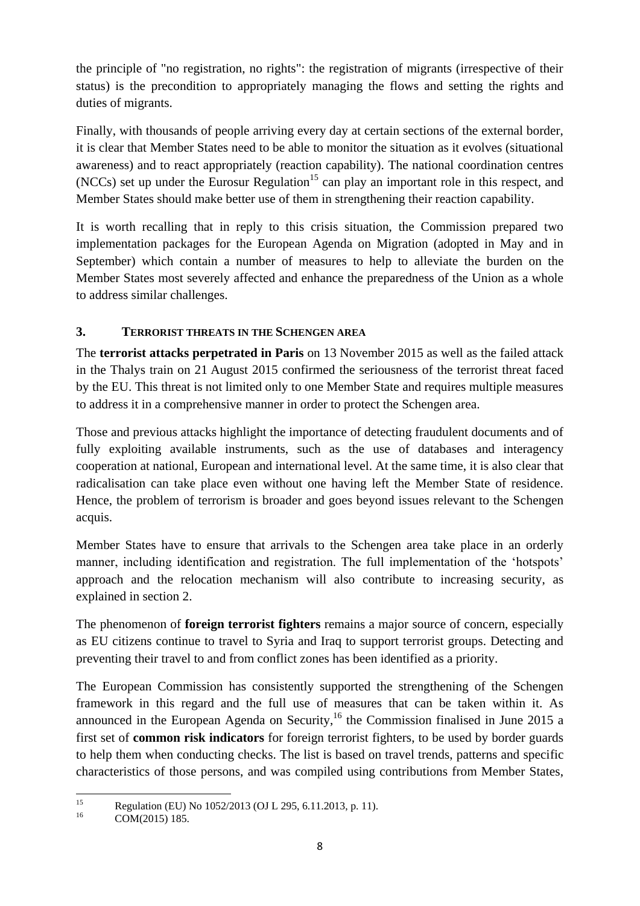the principle of "no registration, no rights": the registration of migrants (irrespective of their status) is the precondition to appropriately managing the flows and setting the rights and duties of migrants.

Finally, with thousands of people arriving every day at certain sections of the external border, it is clear that Member States need to be able to monitor the situation as it evolves (situational awareness) and to react appropriately (reaction capability). The national coordination centres (NCCs) set up under the Eurosur Regulation[15] can play an important role in this respect, and Member States should make better use of them in strengthening their reaction capability.

It is worth recalling that in reply to this crisis situation, the Commission prepared two implementation packages for the European Agenda on Migration (adopted in May and in September) which contain a number of measures to help to alleviate the burden on the Member States most severely affected and enhance the preparedness of the Union as a whole to address similar challenges.

## 3. TERRORIST THREATS IN THE SCHENGEN AREA

The **terrorist attacks perpetrated in Paris** on 13 November 2015 as well as the failed attack in the Thalys train on 21 August 2015 confirmed the seriousness of the terrorist threat faced by the EU. This threat is not limited only to one Member State and requires multiple measures to address it in a comprehensive manner in order to protect the Schengen area.

Those and previous attacks highlight the importance of detecting fraudulent documents and of fully exploiting available instruments, such as the use of databases and interagency cooperation at national, European and international level. At the same time, it is also clear that radicalisation can take place even without one having left the Member State of residence. Hence, the problem of terrorism is broader and goes beyond issues relevant to the Schengen acquis.

Member States have to ensure that arrivals to the Schengen area take place in an orderly manner, including identification and registration. The full implementation of the 'hotspots' approach and the relocation mechanism will also contribute to increasing security, as explained in section 2.

The phenomenon of **foreign terrorist fighters** remains a major source of concern, especially as EU citizens continue to travel to Syria and Iraq to support terrorist groups. Detecting and preventing their travel to and from conflict zones has been identified as a priority.

The European Commission has consistently supported the strengthening of the Schengen framework in this regard and the full use of measures that can be taken within it. As announced in the European Agenda on Security,[16] the Commission finalised in June 2015 a first set of **common risk indicators** for foreign terrorist fighters, to be used by border guards to help them when conducting checks. The list is based on travel trends, patterns and specific characteristics of those persons, and was compiled using contributions from Member States,

---

[15] Regulation (EU) No 1052/2013 (OJ L 295, 6.11.2013, p. 11).

[16] COM(2015) 185.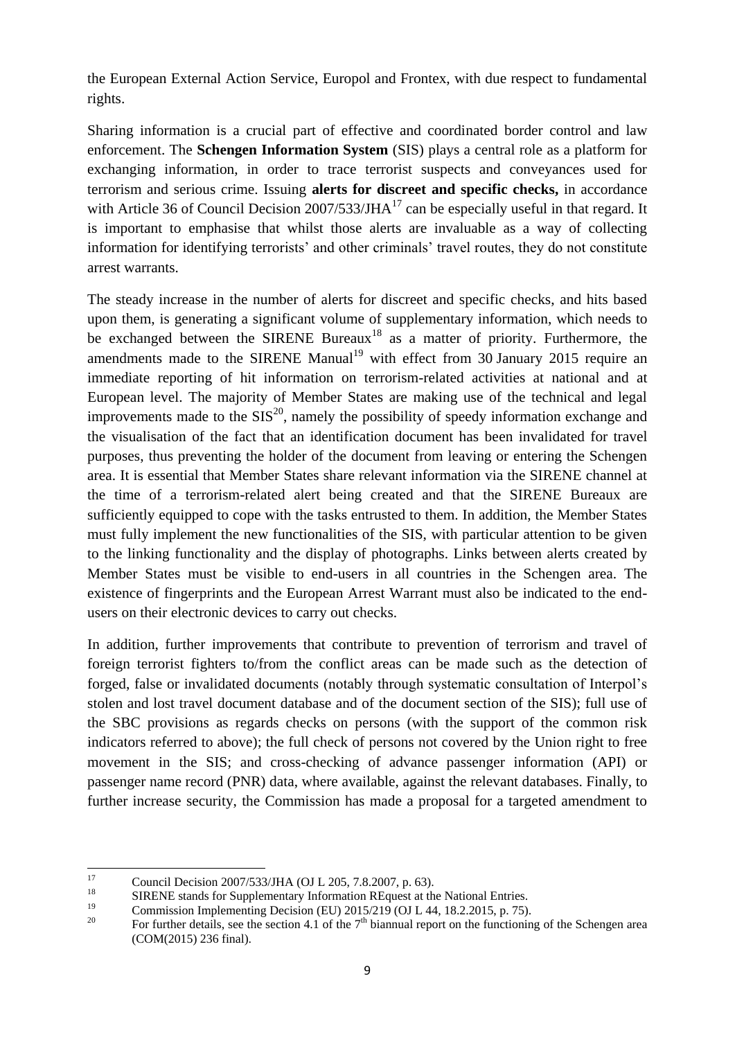the European External Action Service, Europol and Frontex, with due respect to fundamental rights.

Sharing information is a crucial part of effective and coordinated border control and law enforcement. The **Schengen Information System** (SIS) plays a central role as a platform for exchanging information, in order to trace terrorist suspects and conveyances used for terrorism and serious crime. Issuing **alerts for discreet and specific checks,** in accordance with Article 36 of Council Decision 2007/533/JHA[17] can be especially useful in that regard. It is important to emphasise that whilst those alerts are invaluable as a way of collecting information for identifying terrorists' and other criminals' travel routes, they do not constitute arrest warrants.

The steady increase in the number of alerts for discreet and specific checks, and hits based upon them, is generating a significant volume of supplementary information, which needs to be exchanged between the SIRENE Bureaux[18] as a matter of priority. Furthermore, the amendments made to the SIRENE Manual[19] with effect from 30 January 2015 require an immediate reporting of hit information on terrorism-related activities at national and at European level. The majority of Member States are making use of the technical and legal improvements made to the SIS[20], namely the possibility of speedy information exchange and the visualisation of the fact that an identification document has been invalidated for travel purposes, thus preventing the holder of the document from leaving or entering the Schengen area. It is essential that Member States share relevant information via the SIRENE channel at the time of a terrorism-related alert being created and that the SIRENE Bureaux are sufficiently equipped to cope with the tasks entrusted to them. In addition, the Member States must fully implement the new functionalities of the SIS, with particular attention to be given to the linking functionality and the display of photographs. Links between alerts created by Member States must be visible to end-users in all countries in the Schengen area. The existence of fingerprints and the European Arrest Warrant must also be indicated to the end-users on their electronic devices to carry out checks.

In addition, further improvements that contribute to prevention of terrorism and travel of foreign terrorist fighters to/from the conflict areas can be made such as the detection of forged, false or invalidated documents (notably through systematic consultation of Interpol's stolen and lost travel document database and of the document section of the SIS); full use of the SBC provisions as regards checks on persons (with the support of the common risk indicators referred to above); the full check of persons not covered by the Union right to free movement in the SIS; and cross-checking of advance passenger information (API) or passenger name record (PNR) data, where available, against the relevant databases. Finally, to further increase security, the Commission has made a proposal for a targeted amendment to

---

[17] Council Decision 2007/533/JHA (OJ L 205, 7.8.2007, p. 63).

[18] SIRENE stands for Supplementary Information REquest at the National Entries.

[19] Commission Implementing Decision (EU) 2015/219 (OJ L 44, 18.2.2015, p. 75).

[20] For further details, see the section 4.1 of the 7th biannual report on the functioning of the Schengen area (COM(2015) 236 final).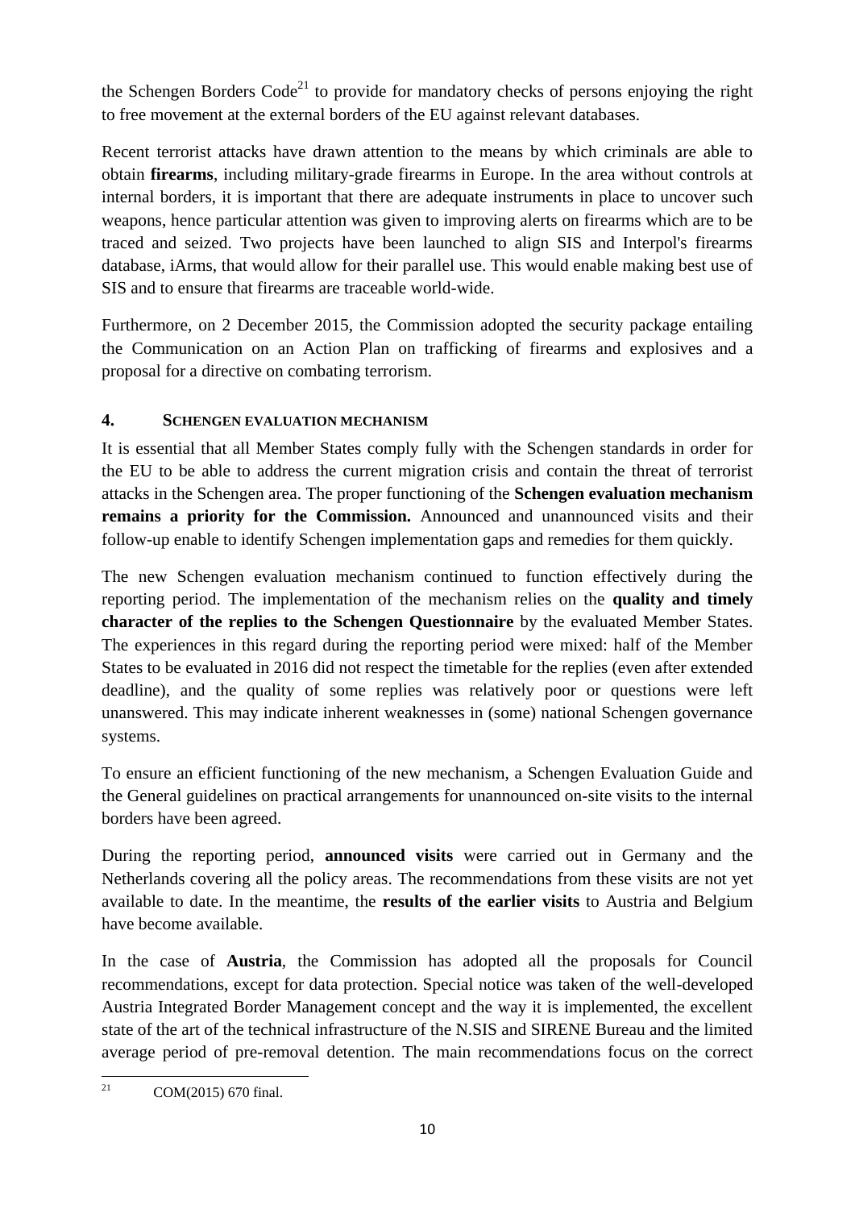the Schengen Borders Code[21] to provide for mandatory checks of persons enjoying the right to free movement at the external borders of the EU against relevant databases.

Recent terrorist attacks have drawn attention to the means by which criminals are able to obtain **firearms**, including military-grade firearms in Europe. In the area without controls at internal borders, it is important that there are adequate instruments in place to uncover such weapons, hence particular attention was given to improving alerts on firearms which are to be traced and seized. Two projects have been launched to align SIS and Interpol's firearms database, iArms, that would allow for their parallel use. This would enable making best use of SIS and to ensure that firearms are traceable world-wide.

Furthermore, on 2 December 2015, the Commission adopted the security package entailing the Communication on an Action Plan on trafficking of firearms and explosives and a proposal for a directive on combating terrorism.

## 4. SCHENGEN EVALUATION MECHANISM

It is essential that all Member States comply fully with the Schengen standards in order for the EU to be able to address the current migration crisis and contain the threat of terrorist attacks in the Schengen area. The proper functioning of the **Schengen evaluation mechanism remains a priority for the Commission.** Announced and unannounced visits and their follow-up enable to identify Schengen implementation gaps and remedies for them quickly.

The new Schengen evaluation mechanism continued to function effectively during the reporting period. The implementation of the mechanism relies on the **quality and timely character of the replies to the Schengen Questionnaire** by the evaluated Member States. The experiences in this regard during the reporting period were mixed: half of the Member States to be evaluated in 2016 did not respect the timetable for the replies (even after extended deadline), and the quality of some replies was relatively poor or questions were left unanswered. This may indicate inherent weaknesses in (some) national Schengen governance systems.

To ensure an efficient functioning of the new mechanism, a Schengen Evaluation Guide and the General guidelines on practical arrangements for unannounced on-site visits to the internal borders have been agreed.

During the reporting period, **announced visits** were carried out in Germany and the Netherlands covering all the policy areas. The recommendations from these visits are not yet available to date. In the meantime, the **results of the earlier visits** to Austria and Belgium have become available.

In the case of **Austria**, the Commission has adopted all the proposals for Council recommendations, except for data protection. Special notice was taken of the well-developed Austria Integrated Border Management concept and the way it is implemented, the excellent state of the art of the technical infrastructure of the N.SIS and SIRENE Bureau and the limited average period of pre-removal detention. The main recommendations focus on the correct

[21] COM(2015) 670 final.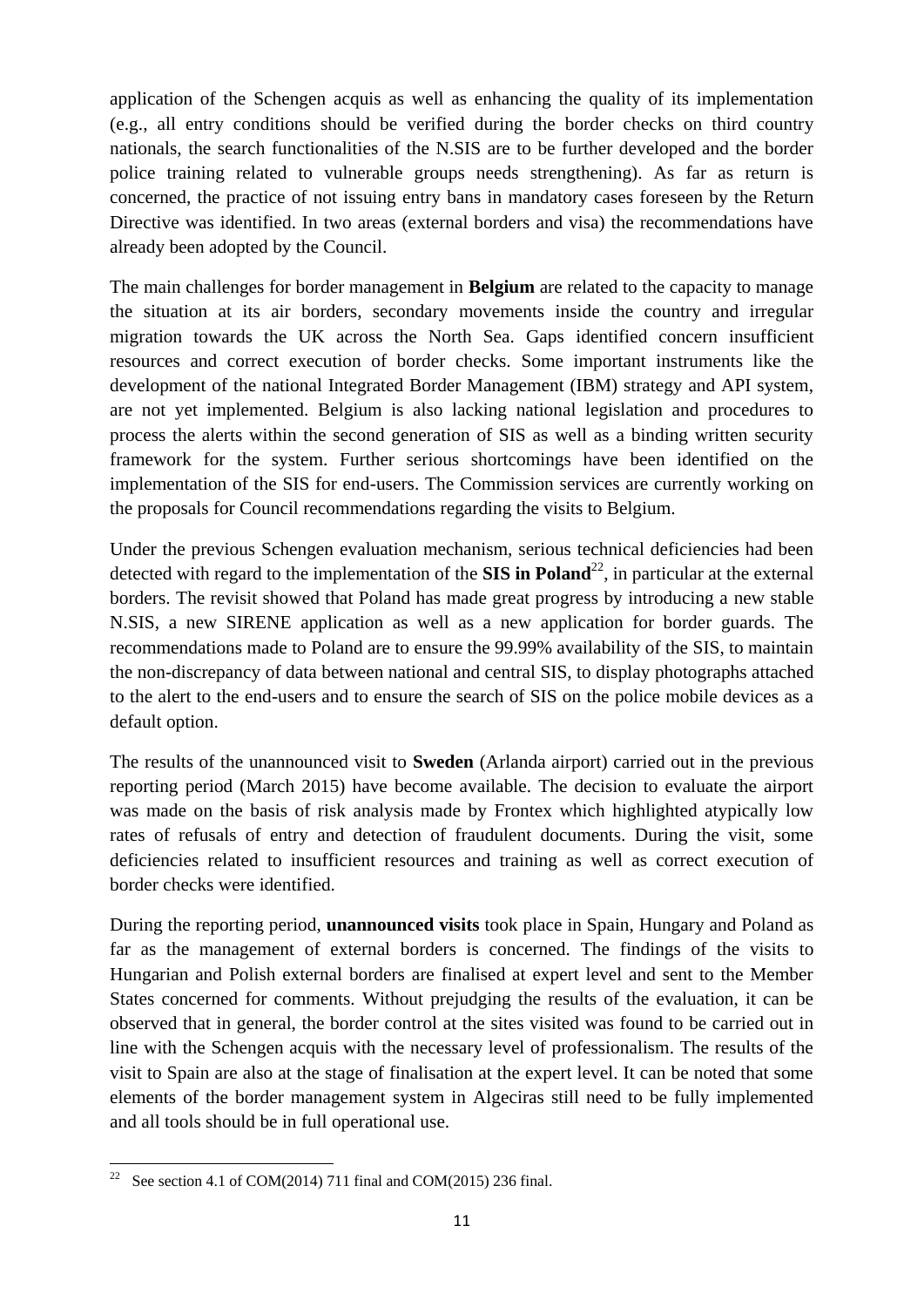application of the Schengen acquis as well as enhancing the quality of its implementation (e.g., all entry conditions should be verified during the border checks on third country nationals, the search functionalities of the N.SIS are to be further developed and the border police training related to vulnerable groups needs strengthening). As far as return is concerned, the practice of not issuing entry bans in mandatory cases foreseen by the Return Directive was identified. In two areas (external borders and visa) the recommendations have already been adopted by the Council.

The main challenges for border management in **Belgium** are related to the capacity to manage the situation at its air borders, secondary movements inside the country and irregular migration towards the UK across the North Sea. Gaps identified concern insufficient resources and correct execution of border checks. Some important instruments like the development of the national Integrated Border Management (IBM) strategy and API system, are not yet implemented. Belgium is also lacking national legislation and procedures to process the alerts within the second generation of SIS as well as a binding written security framework for the system. Further serious shortcomings have been identified on the implementation of the SIS for end-users. The Commission services are currently working on the proposals for Council recommendations regarding the visits to Belgium.

Under the previous Schengen evaluation mechanism, serious technical deficiencies had been detected with regard to the implementation of the **SIS in Poland**[22], in particular at the external borders. The revisit showed that Poland has made great progress by introducing a new stable N.SIS, a new SIRENE application as well as a new application for border guards. The recommendations made to Poland are to ensure the 99.99% availability of the SIS, to maintain the non-discrepancy of data between national and central SIS, to display photographs attached to the alert to the end-users and to ensure the search of SIS on the police mobile devices as a default option.

The results of the unannounced visit to **Sweden** (Arlanda airport) carried out in the previous reporting period (March 2015) have become available. The decision to evaluate the airport was made on the basis of risk analysis made by Frontex which highlighted atypically low rates of refusals of entry and detection of fraudulent documents. During the visit, some deficiencies related to insufficient resources and training as well as correct execution of border checks were identified.

During the reporting period, **unannounced visits** took place in Spain, Hungary and Poland as far as the management of external borders is concerned. The findings of the visits to Hungarian and Polish external borders are finalised at expert level and sent to the Member States concerned for comments. Without prejudging the results of the evaluation, it can be observed that in general, the border control at the sites visited was found to be carried out in line with the Schengen acquis with the necessary level of professionalism. The results of the visit to Spain are also at the stage of finalisation at the expert level. It can be noted that some elements of the border management system in Algeciras still need to be fully implemented and all tools should be in full operational use.

[22] See section 4.1 of COM(2014) 711 final and COM(2015) 236 final.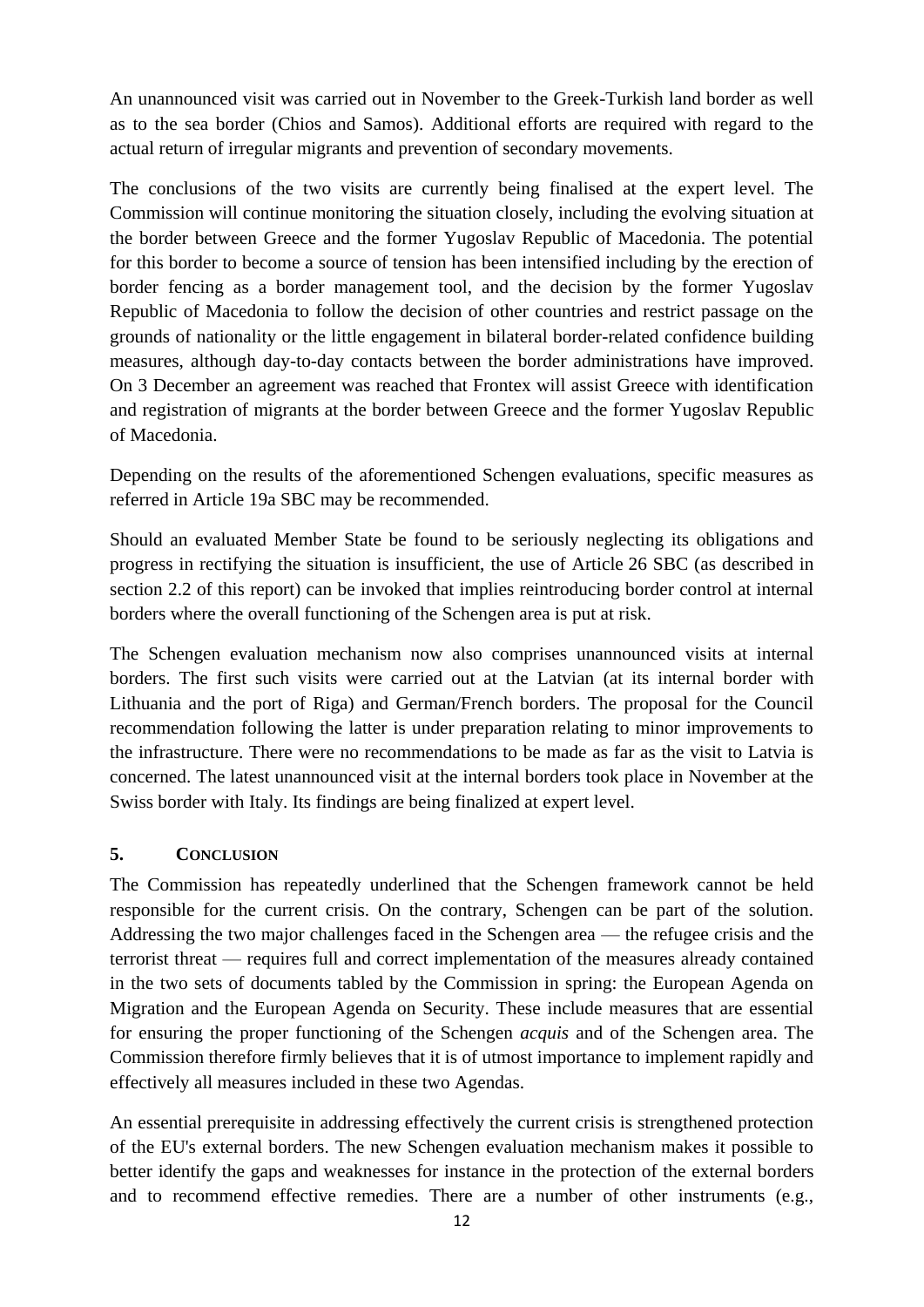An unannounced visit was carried out in November to the Greek-Turkish land border as well as to the sea border (Chios and Samos). Additional efforts are required with regard to the actual return of irregular migrants and prevention of secondary movements.

The conclusions of the two visits are currently being finalised at the expert level. The Commission will continue monitoring the situation closely, including the evolving situation at the border between Greece and the former Yugoslav Republic of Macedonia. The potential for this border to become a source of tension has been intensified including by the erection of border fencing as a border management tool, and the decision by the former Yugoslav Republic of Macedonia to follow the decision of other countries and restrict passage on the grounds of nationality or the little engagement in bilateral border-related confidence building measures, although day-to-day contacts between the border administrations have improved. On 3 December an agreement was reached that Frontex will assist Greece with identification and registration of migrants at the border between Greece and the former Yugoslav Republic of Macedonia.

Depending on the results of the aforementioned Schengen evaluations, specific measures as referred in Article 19a SBC may be recommended.

Should an evaluated Member State be found to be seriously neglecting its obligations and progress in rectifying the situation is insufficient, the use of Article 26 SBC (as described in section 2.2 of this report) can be invoked that implies reintroducing border control at internal borders where the overall functioning of the Schengen area is put at risk.

The Schengen evaluation mechanism now also comprises unannounced visits at internal borders. The first such visits were carried out at the Latvian (at its internal border with Lithuania and the port of Riga) and German/French borders. The proposal for the Council recommendation following the latter is under preparation relating to minor improvements to the infrastructure. There were no recommendations to be made as far as the visit to Latvia is concerned. The latest unannounced visit at the internal borders took place in November at the Swiss border with Italy. Its findings are being finalized at expert level.

## 5. CONCLUSION

The Commission has repeatedly underlined that the Schengen framework cannot be held responsible for the current crisis. On the contrary, Schengen can be part of the solution. Addressing the two major challenges faced in the Schengen area — the refugee crisis and the terrorist threat — requires full and correct implementation of the measures already contained in the two sets of documents tabled by the Commission in spring: the European Agenda on Migration and the European Agenda on Security. These include measures that are essential for ensuring the proper functioning of the Schengen *acquis* and of the Schengen area. The Commission therefore firmly believes that it is of utmost importance to implement rapidly and effectively all measures included in these two Agendas.

An essential prerequisite in addressing effectively the current crisis is strengthened protection of the EU's external borders. The new Schengen evaluation mechanism makes it possible to better identify the gaps and weaknesses for instance in the protection of the external borders and to recommend effective remedies. There are a number of other instruments (e.g.,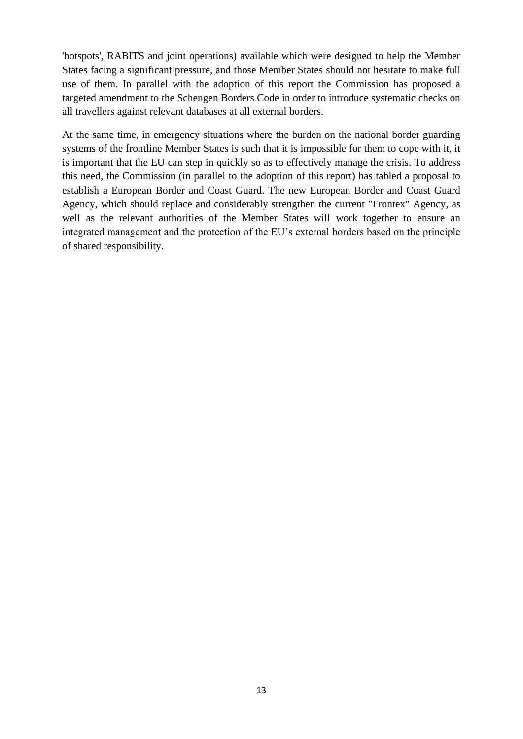'hotspots', RABITS and joint operations) available which were designed to help the Member States facing a significant pressure, and those Member States should not hesitate to make full use of them. In parallel with the adoption of this report the Commission has proposed a targeted amendment to the Schengen Borders Code in order to introduce systematic checks on all travellers against relevant databases at all external borders.

At the same time, in emergency situations where the burden on the national border guarding systems of the frontline Member States is such that it is impossible for them to cope with it, it is important that the EU can step in quickly so as to effectively manage the crisis. To address this need, the Commission (in parallel to the adoption of this report) has tabled a proposal to establish a European Border and Coast Guard. The new European Border and Coast Guard Agency, which should replace and considerably strengthen the current "Frontex" Agency, as well as the relevant authorities of the Member States will work together to ensure an integrated management and the protection of the EU's external borders based on the principle of shared responsibility.